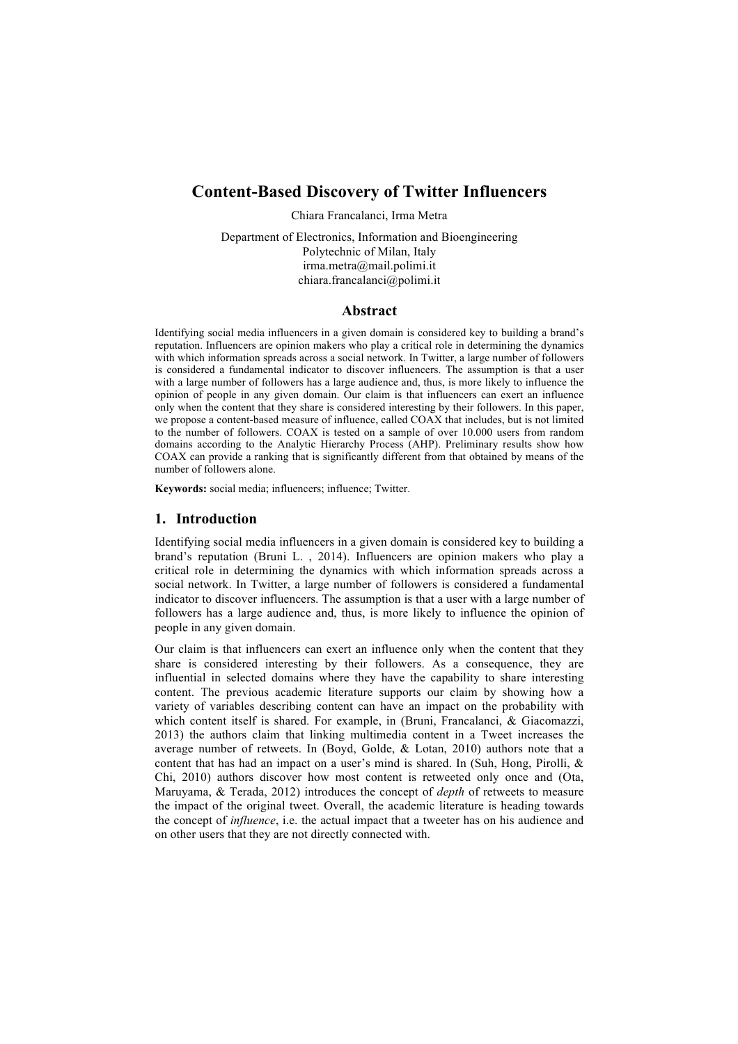# Content-Based Discovery of Twitter Influencers

Chiara Francalanci, Irma Metra

Department of Electronics, Information and Bioengineering
Polytechnic of Milan, Italy
irma.metra@mail.polimi.it
chiara.francalanci@polimi.it

## Abstract

Identifying social media influencers in a given domain is considered key to building a brand's reputation. Influencers are opinion makers who play a critical role in determining the dynamics with which information spreads across a social network. In Twitter, a large number of followers is considered a fundamental indicator to discover influencers. The assumption is that a user with a large number of followers has a large audience and, thus, is more likely to influence the opinion of people in any given domain. Our claim is that influencers can exert an influence only when the content that they share is considered interesting by their followers. In this paper, we propose a content-based measure of influence, called COAX that includes, but is not limited to the number of followers. COAX is tested on a sample of over 10.000 users from random domains according to the Analytic Hierarchy Process (AHP). Preliminary results show how COAX can provide a ranking that is significantly different from that obtained by means of the number of followers alone.

**Keywords:** social media; influencers; influence; Twitter.

## 1. Introduction

Identifying social media influencers in a given domain is considered key to building a brand's reputation (Bruni L. , 2014). Influencers are opinion makers who play a critical role in determining the dynamics with which information spreads across a social network. In Twitter, a large number of followers is considered a fundamental indicator to discover influencers. The assumption is that a user with a large number of followers has a large audience and, thus, is more likely to influence the opinion of people in any given domain.

Our claim is that influencers can exert an influence only when the content that they share is considered interesting by their followers. As a consequence, they are influential in selected domains where they have the capability to share interesting content. The previous academic literature supports our claim by showing how a variety of variables describing content can have an impact on the probability with which content itself is shared. For example, in (Bruni, Francalanci, & Giacomazzi, 2013) the authors claim that linking multimedia content in a Tweet increases the average number of retweets. In (Boyd, Golde, & Lotan, 2010) authors note that a content that has had an impact on a user's mind is shared. In (Suh, Hong, Pirolli, & Chi, 2010) authors discover how most content is retweeted only once and (Ota, Maruyama, & Terada, 2012) introduces the concept of *depth* of retweets to measure the impact of the original tweet. Overall, the academic literature is heading towards the concept of *influence*, i.e. the actual impact that a tweeter has on his audience and on other users that they are not directly connected with.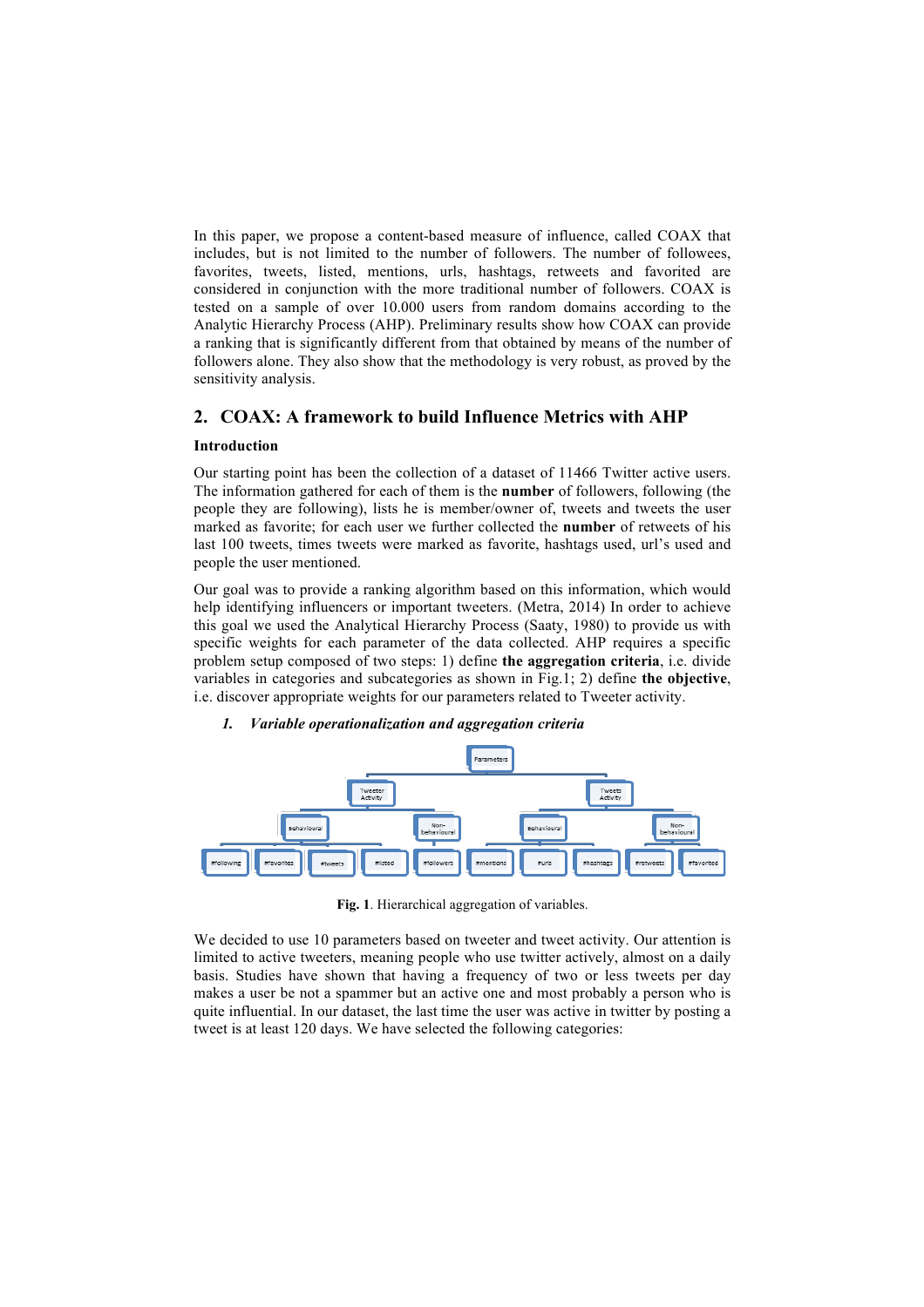In this paper, we propose a content-based measure of influence, called COAX that includes, but is not limited to the number of followers. The number of followees, favorites, tweets, listed, mentions, urls, hashtags, retweets and favorited are considered in conjunction with the more traditional number of followers. COAX is tested on a sample of over 10.000 users from random domains according to the Analytic Hierarchy Process (AHP). Preliminary results show how COAX can provide a ranking that is significantly different from that obtained by means of the number of followers alone. They also show that the methodology is very robust, as proved by the sensitivity analysis.

## 2. COAX: A framework to build Influence Metrics with AHP

### Introduction

Our starting point has been the collection of a dataset of 11466 Twitter active users. The information gathered for each of them is the **number** of followers, following (the people they are following), lists he is member/owner of, tweets and tweets the user marked as favorite; for each user we further collected the **number** of retweets of his last 100 tweets, times tweets were marked as favorite, hashtags used, url's used and people the user mentioned.

Our goal was to provide a ranking algorithm based on this information, which would help identifying influencers or important tweeters. (Metra, 2014) In order to achieve this goal we used the Analytical Hierarchy Process (Saaty, 1980) to provide us with specific weights for each parameter of the data collected. AHP requires a specific problem setup composed of two steps: 1) define **the aggregation criteria**, i.e. divide variables in categories and subcategories as shown in Fig.1; 2) define **the objective**, i.e. discover appropriate weights for our parameters related to Tweeter activity.

### *1. Variable operationalization and aggregation criteria*

Parameters
- Tweeter Activity
  - Behavioural: #following, #favorites, #tweets
  - Non-behavioural: #listed, #followers
- Tweets Activity
  - Behavioural: #mentions, #urls, #hashtags
  - Non-behavioural: #retweets, #favorited

**Fig. 1**. Hierarchical aggregation of variables.

We decided to use 10 parameters based on tweeter and tweet activity. Our attention is limited to active tweeters, meaning people who use twitter actively, almost on a daily basis. Studies have shown that having a frequency of two or less tweets per day makes a user be not a spammer but an active one and most probably a person who is quite influential. In our dataset, the last time the user was active in twitter by posting a tweet is at least 120 days. We have selected the following categories: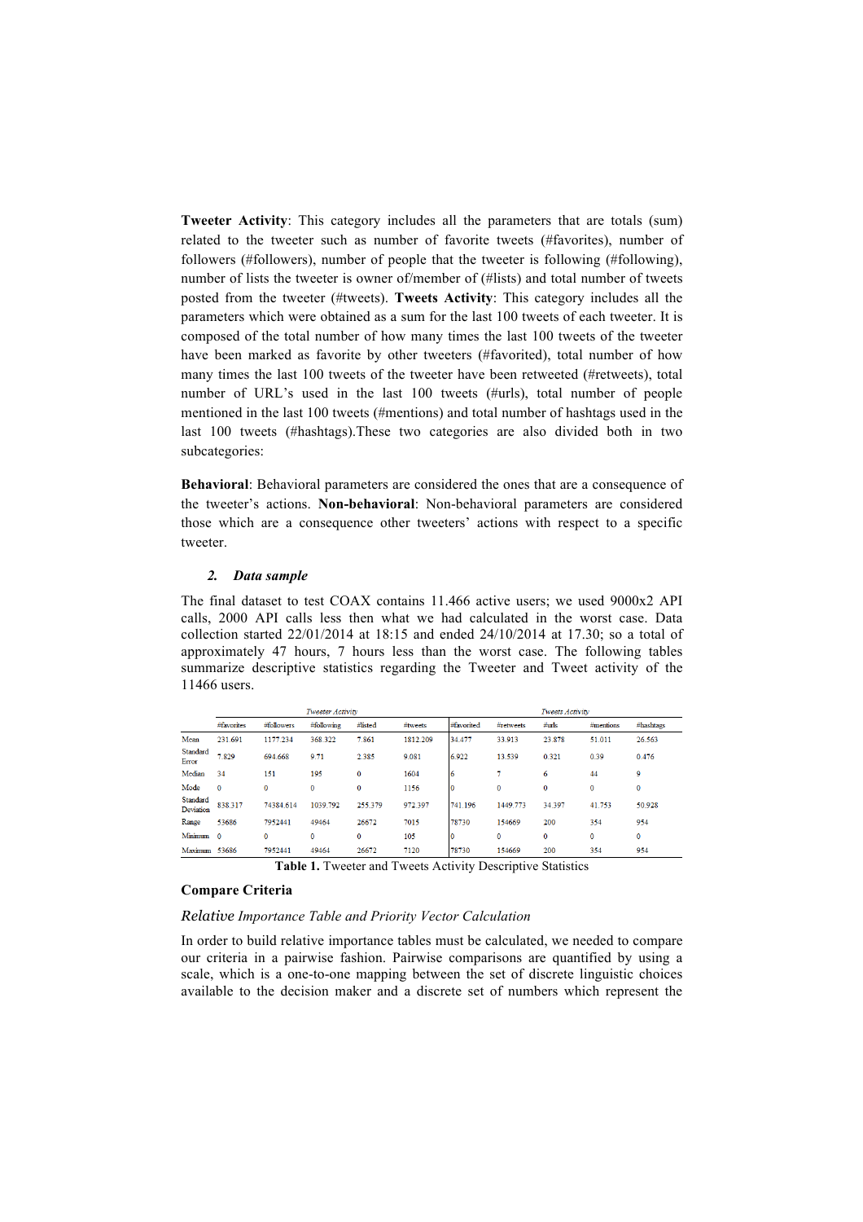**Tweeter Activity**: This category includes all the parameters that are totals (sum) related to the tweeter such as number of favorite tweets (#favorites), number of followers (#followers), number of people that the tweeter is following (#following), number of lists the tweeter is owner of/member of (#lists) and total number of tweets posted from the tweeter (#tweets). **Tweets Activity**: This category includes all the parameters which were obtained as a sum for the last 100 tweets of each tweeter. It is composed of the total number of how many times the last 100 tweets of the tweeter have been marked as favorite by other tweeters (#favorited), total number of how many times the last 100 tweets of the tweeter have been retweeted (#retweets), total number of URL's used in the last 100 tweets (#urls), total number of people mentioned in the last 100 tweets (#mentions) and total number of hashtags used in the last 100 tweets (#hashtags).These two categories are also divided both in two subcategories:

**Behavioral**: Behavioral parameters are considered the ones that are a consequence of the tweeter's actions. **Non-behavioral**: Non-behavioral parameters are considered those which are a consequence other tweeters' actions with respect to a specific tweeter.

### *2. Data sample*

The final dataset to test COAX contains 11.466 active users; we used 9000x2 API calls, 2000 API calls less then what we had calculated in the worst case. Data collection started 22/01/2014 at 18:15 and ended 24/10/2014 at 17.30; so a total of approximately 47 hours, 7 hours less than the worst case. The following tables summarize descriptive statistics regarding the Tweeter and Tweet activity of the 11466 users.

| | *Tweeter Activity* | | | | | *Tweets Activity* | | | | |
|---|---|---|---|---|---|---|---|---|---|---|
| | #favorites | #followers | #following | #listed | #tweets | #favorited | #retweets | #urls | #mentions | #hashtags |
| Mean | 231.691 | 1177.234 | 368.322 | 7.861 | 1812.209 | 34.477 | 33.913 | 23.878 | 51.011 | 26.563 |
| Standard Error | 7.829 | 694.668 | 9.71 | 2.385 | 9.081 | 6.922 | 13.539 | 0.321 | 0.39 | 0.476 |
| Median | 34 | 151 | 195 | 0 | 1604 | 6 | 7 | 6 | 44 | 9 |
| Mode | 0 | 0 | 0 | 0 | 1156 | 0 | 0 | 0 | 0 | 0 |
| Standard Deviation | 838.317 | 74384.614 | 1039.792 | 255.379 | 972.397 | 741.196 | 1449.773 | 34.397 | 41.753 | 50.928 |
| Range | 53686 | 7952441 | 49464 | 26672 | 7015 | 78730 | 154669 | 200 | 354 | 954 |
| Minimum | 0 | 0 | 0 | 0 | 105 | 0 | 0 | 0 | 0 | 0 |
| Maximum | 53686 | 7952441 | 49464 | 26672 | 7120 | 78730 | 154669 | 200 | 354 | 954 |

**Table 1.** Tweeter and Tweets Activity Descriptive Statistics

### Compare Criteria

#### *Relative Importance Table and Priority Vector Calculation*

In order to build relative importance tables must be calculated, we needed to compare our criteria in a pairwise fashion. Pairwise comparisons are quantified by using a scale, which is a one-to-one mapping between the set of discrete linguistic choices available to the decision maker and a discrete set of numbers which represent the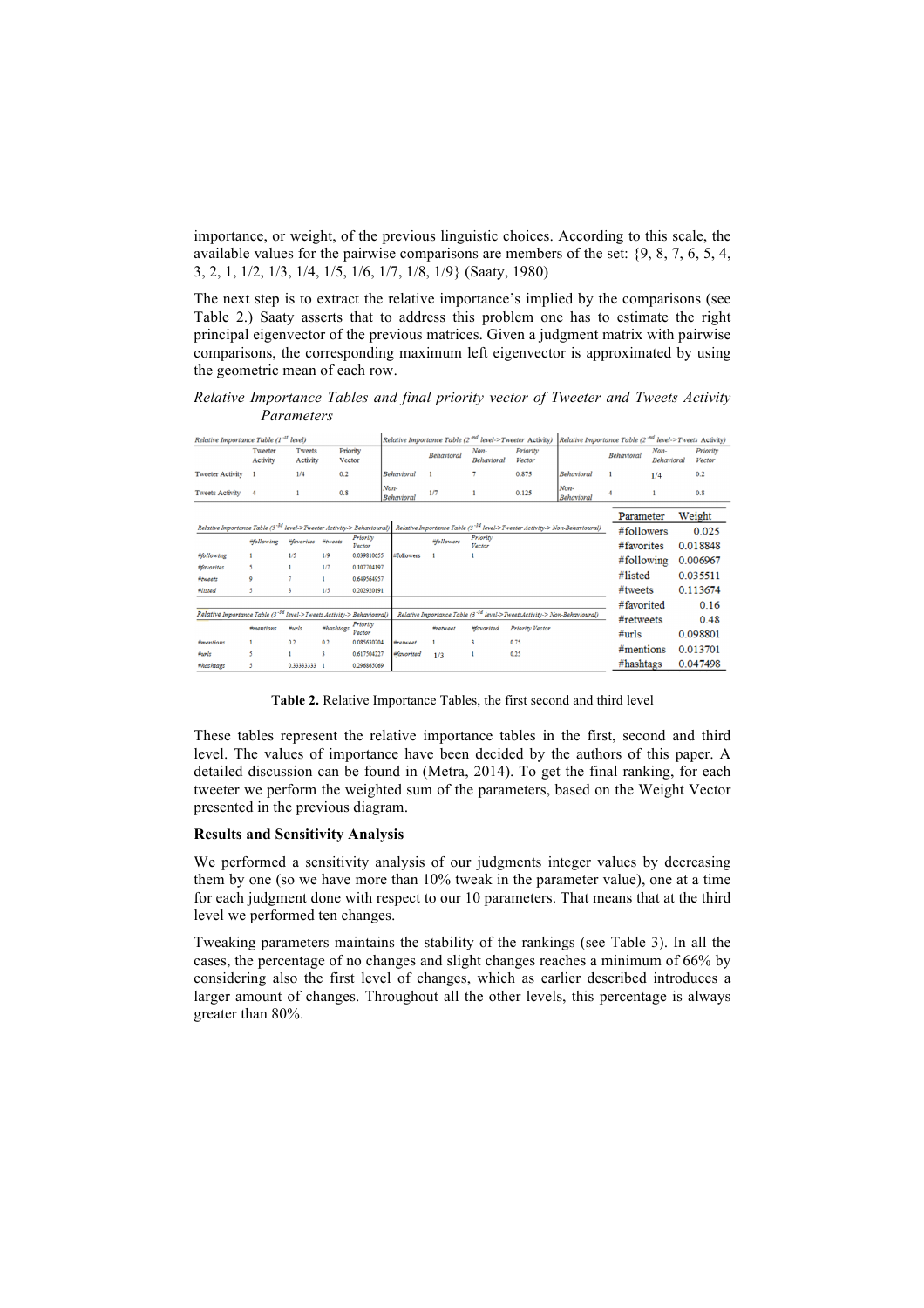importance, or weight, of the previous linguistic choices. According to this scale, the available values for the pairwise comparisons are members of the set: {9, 8, 7, 6, 5, 4, 3, 2, 1, 1/2, 1/3, 1/4, 1/5, 1/6, 1/7, 1/8, 1/9} (Saaty, 1980)

The next step is to extract the relative importance's implied by the comparisons (see Table 2.) Saaty asserts that to address this problem one has to estimate the right principal eigenvector of the previous matrices. Given a judgment matrix with pairwise comparisons, the corresponding maximum left eigenvector is approximated by using the geometric mean of each row.

*Relative Importance Tables and final priority vector of Tweeter and Tweets Activity Parameters*

*Relative Importance Table (1st level)*

| | Tweeter Activity | Tweets Activity | Priority Vector |
|---|---|---|---|
| Tweeter Activity | 1 | 1/4 | 0.2 |
| Tweets Activity | 4 | 1 | 0.8 |

*Relative Importance Table (2nd level->Tweeter Activity)*

| | Behavioral | Non-Behavioral | Priority Vector |
|---|---|---|---|
| Behavioral | 1 | 7 | 0.875 |
| Non-Behavioral | 1/7 | 1 | 0.125 |

*Relative Importance Table (2nd level->Tweets Activity)*

| | Behavioral | Non-Behavioral | Priority Vector |
|---|---|---|---|
| Behavioral | 1 | 1/4 | 0.2 |
| Non-Behavioral | 4 | 1 | 0.8 |

*Relative Importance Table (3rd level->Tweeter Activity-> Behavioural)*

| | #following | #favorites | #tweets | #listed | Priority Vector |
|---|---|---|---|---|---|
| #following | 1 | 1/5 | 1/9 | | 0.039810655 |
| #favorites | 5 | 1 | 1/7 | | 0.107704197 |
| #tweets | 9 | 7 | 1 | | 0.649564957 |
| #listed | 5 | 3 | 1/5 | | 0.202920191 |

*Relative Importance Table (3rd level->Tweeter Activity-> Non-Behavioural)*

| | #followers | Priority Vector |
|---|---|---|
| #followers | 1 | 1 |

*Relative Importance Table (3rd level->Tweets Activity-> Behavioural)*

| | #mentions | #urls | #hashtags | Priority Vector |
|---|---|---|---|---|
| #mentions | 1 | 0.2 | 0.2 | 0.085630704 |
| #urls | 5 | 1 | 3 | 0.617504227 |
| #hashtags | 5 | 0.33333333 | 1 | 0.296865069 |

*Relative Importance Table (3rd level->TweetsActivity-> Non-Behavioural)*

| | #retweet | #favorited | Priority Vector |
|---|---|---|---|
| #retweet | 1 | 3 | 0.75 |
| #favorited | 1/3 | 1 | 0.25 |

| Parameter | Weight |
|---|---|
| #followers | 0.025 |
| #favorites | 0.018848 |
| #following | 0.006967 |
| #listed | 0.035511 |
| #tweets | 0.113674 |
| #favorited | 0.16 |
| #retweets | 0.48 |
| #urls | 0.098801 |
| #mentions | 0.013701 |
| #hashtags | 0.047498 |

**Table 2.** Relative Importance Tables, the first second and third level

These tables represent the relative importance tables in the first, second and third level. The values of importance have been decided by the authors of this paper. A detailed discussion can be found in (Metra, 2014). To get the final ranking, for each tweeter we perform the weighted sum of the parameters, based on the Weight Vector presented in the previous diagram.

**Results and Sensitivity Analysis**

We performed a sensitivity analysis of our judgments integer values by decreasing them by one (so we have more than 10% tweak in the parameter value), one at a time for each judgment done with respect to our 10 parameters. That means that at the third level we performed ten changes.

Tweaking parameters maintains the stability of the rankings (see Table 3). In all the cases, the percentage of no changes and slight changes reaches a minimum of 66% by considering also the first level of changes, which as earlier described introduces a larger amount of changes. Throughout all the other levels, this percentage is always greater than 80%.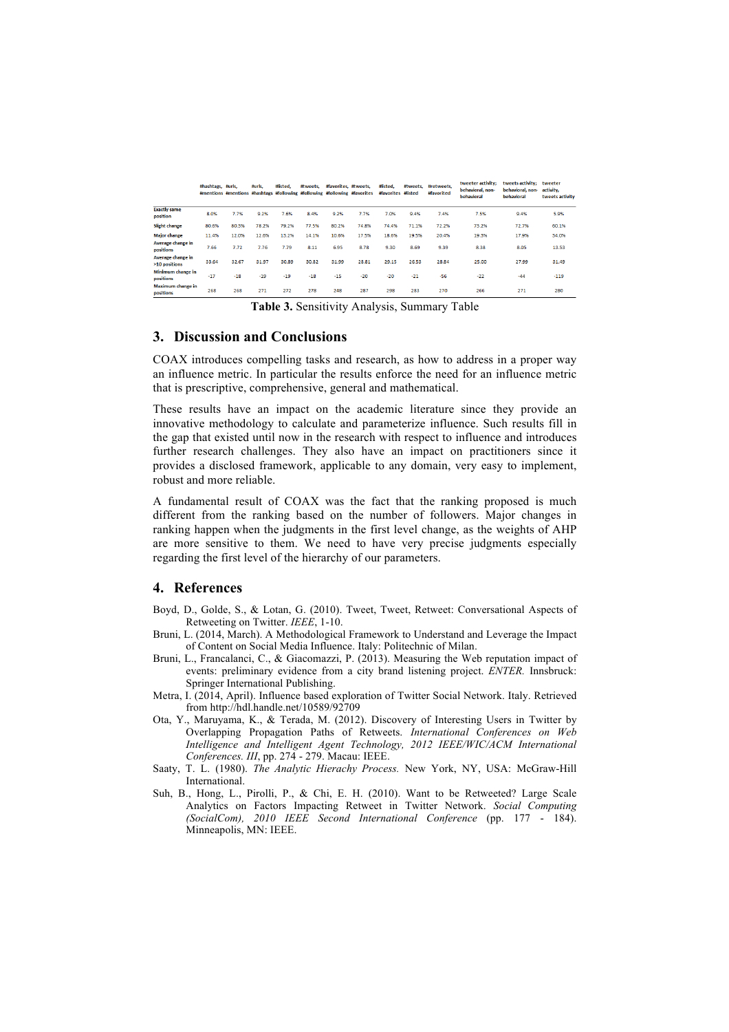| | #hashtags, #mentions | #urls, #mentions | #urls, #hashtags | #listed, #following | #tweets, #following | #favorites, #following | #tweets, #favorites | #listed, #favorites | #tweets, #listed | #retweets, #favorited | tweeter activity; behavioral, non-behavioral | tweets activity; behavioral, non-behavioral | tweeter activity, tweets activity |
|---|---|---|---|---|---|---|---|---|---|---|---|---|---|
| Exactly same position | 8.0% | 7.7% | 9.2% | 7.6% | 8.4% | 9.2% | 7.7% | 7.0% | 9.4% | 7.4% | 7.5% | 9.4% | 5.9% |
| Slight change | 80.6% | 80.3% | 78.2% | 79.2% | 77.5% | 80.2% | 74.8% | 74.4% | 71.1% | 72.2% | 73.2% | 72.7% | 60.1% |
| Major change | 11.4% | 12.0% | 12.6% | 13.2% | 14.1% | 10.6% | 17.5% | 18.6% | 19.5% | 20.4% | 19.3% | 17.9% | 34.0% |
| Average change in positions | 7.66 | 7.72 | 7.76 | 7.79 | 8.11 | 6.95 | 8.78 | 9.30 | 8.69 | 9.39 | 8.38 | 8.05 | 13.53 |
| Average change in >10 positions | 33.64 | 32.67 | 31.97 | 30.83 | 30.82 | 31.99 | 28.81 | 29.15 | 26.53 | 28.84 | 25.00 | 27.99 | 31.49 |
| Minimum change in positions | -17 | -18 | -19 | -19 | -18 | -15 | -20 | -20 | -21 | -56 | -22 | -44 | -119 |
| Maximum change in positions | 268 | 268 | 271 | 272 | 278 | 248 | 287 | 298 | 283 | 270 | 266 | 271 | 280 |

**Table 3.** Sensitivity Analysis, Summary Table

## 3. Discussion and Conclusions

COAX introduces compelling tasks and research, as how to address in a proper way an influence metric. In particular the results enforce the need for an influence metric that is prescriptive, comprehensive, general and mathematical.

These results have an impact on the academic literature since they provide an innovative methodology to calculate and parameterize influence. Such results fill in the gap that existed until now in the research with respect to influence and introduces further research challenges. They also have an impact on practitioners since it provides a disclosed framework, applicable to any domain, very easy to implement, robust and more reliable.

A fundamental result of COAX was the fact that the ranking proposed is much different from the ranking based on the number of followers. Major changes in ranking happen when the judgments in the first level change, as the weights of AHP are more sensitive to them. We need to have very precise judgments especially regarding the first level of the hierarchy of our parameters.

## 4. References

Boyd, D., Golde, S., & Lotan, G. (2010). Tweet, Tweet, Retweet: Conversational Aspects of Retweeting on Twitter. *IEEE*, 1-10.

Bruni, L. (2014, March). A Methodological Framework to Understand and Leverage the Impact of Content on Social Media Influence. Italy: Politechnic of Milan.

Bruni, L., Francalanci, C., & Giacomazzi, P. (2013). Measuring the Web reputation impact of events: preliminary evidence from a city brand listening project. *ENTER.* Innsbruck: Springer International Publishing.

Metra, I. (2014, April). Influence based exploration of Twitter Social Network. Italy. Retrieved from http://hdl.handle.net/10589/92709

Ota, Y., Maruyama, K., & Terada, M. (2012). Discovery of Interesting Users in Twitter by Overlapping Propagation Paths of Retweets. *International Conferences on Web Intelligence and Intelligent Agent Technology, 2012 IEEE/WIC/ACM International Conferences. III*, pp. 274 - 279. Macau: IEEE.

Saaty, T. L. (1980). *The Analytic Hierachy Process.* New York, NY, USA: McGraw-Hill International.

Suh, B., Hong, L., Pirolli, P., & Chi, E. H. (2010). Want to be Retweeted? Large Scale Analytics on Factors Impacting Retweet in Twitter Network. *Social Computing (SocialCom), 2010 IEEE Second International Conference* (pp. 177 - 184). Minneapolis, MN: IEEE.